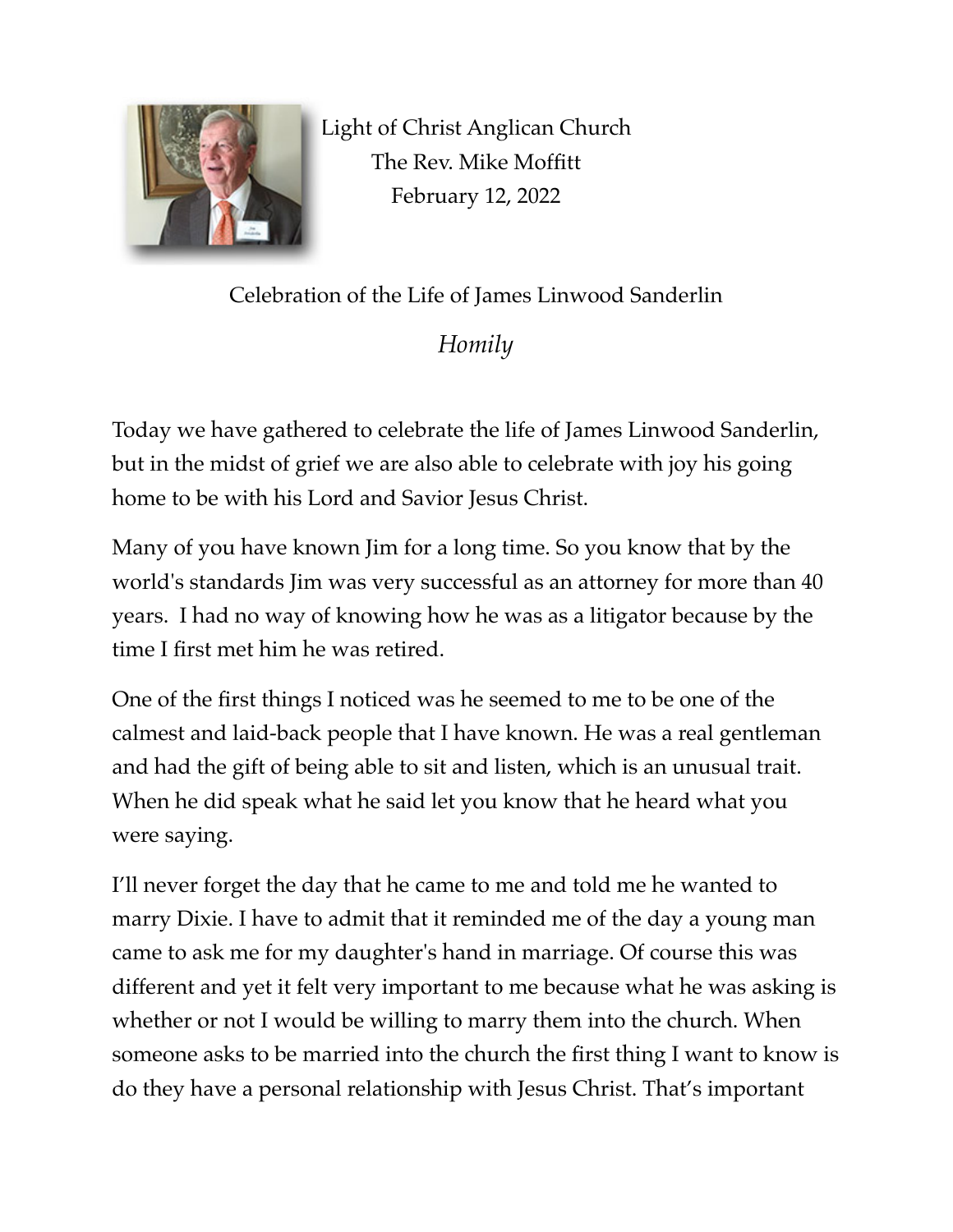Light of Christ Anglican Church
The Rev. Mike Moffitt
February 12, 2022

Celebration of the Life of James Linwood Sanderlin

*Homily*

Today we have gathered to celebrate the life of James Linwood Sanderlin, but in the midst of grief we are also able to celebrate with joy his going home to be with his Lord and Savior Jesus Christ.

Many of you have known Jim for a long time. So you know that by the world's standards Jim was very successful as an attorney for more than 40 years. I had no way of knowing how he was as a litigator because by the time I first met him he was retired.

One of the first things I noticed was he seemed to me to be one of the calmest and laid-back people that I have known. He was a real gentleman and had the gift of being able to sit and listen, which is an unusual trait. When he did speak what he said let you know that he heard what you were saying.

I'll never forget the day that he came to me and told me he wanted to marry Dixie. I have to admit that it reminded me of the day a young man came to ask me for my daughter's hand in marriage. Of course this was different and yet it felt very important to me because what he was asking is whether or not I would be willing to marry them into the church. When someone asks to be married into the church the first thing I want to know is do they have a personal relationship with Jesus Christ. That's important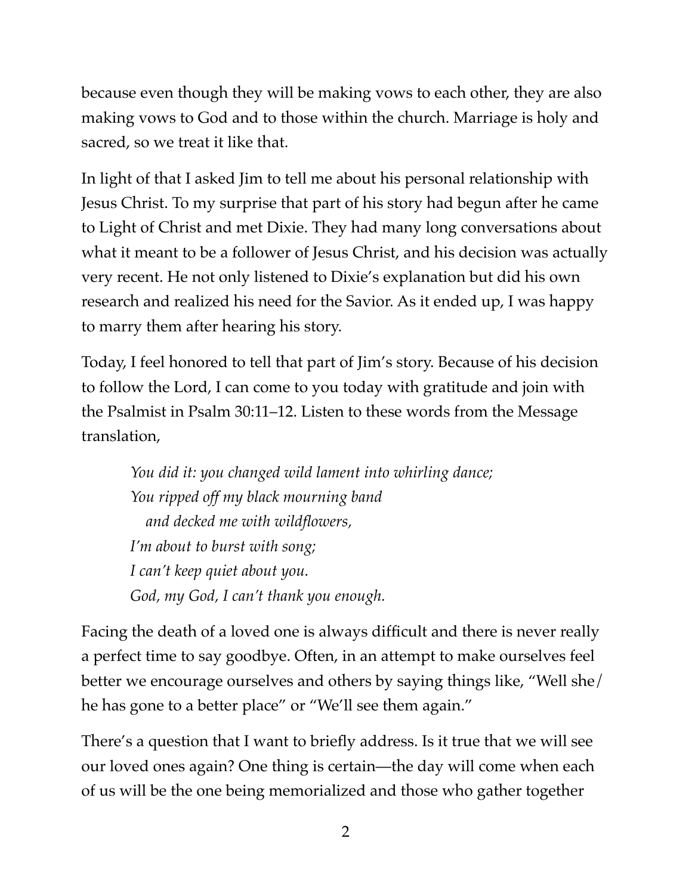because even though they will be making vows to each other, they are also making vows to God and to those within the church. Marriage is holy and sacred, so we treat it like that.

In light of that I asked Jim to tell me about his personal relationship with Jesus Christ. To my surprise that part of his story had begun after he came to Light of Christ and met Dixie. They had many long conversations about what it meant to be a follower of Jesus Christ, and his decision was actually very recent. He not only listened to Dixie's explanation but did his own research and realized his need for the Savior. As it ended up, I was happy to marry them after hearing his story.

Today, I feel honored to tell that part of Jim's story. Because of his decision to follow the Lord, I can come to you today with gratitude and join with the Psalmist in Psalm 30:11–12. Listen to these words from the Message translation,

> *You did it: you changed wild lament into whirling dance;*
> *You ripped off my black mourning band*
> *and decked me with wildflowers,*
> *I'm about to burst with song;*
> *I can't keep quiet about you.*
> *God, my God, I can't thank you enough.*

Facing the death of a loved one is always difficult and there is never really a perfect time to say goodbye. Often, in an attempt to make ourselves feel better we encourage ourselves and others by saying things like, "Well she/he has gone to a better place" or "We'll see them again."

There's a question that I want to briefly address. Is it true that we will see our loved ones again? One thing is certain—the day will come when each of us will be the one being memorialized and those who gather together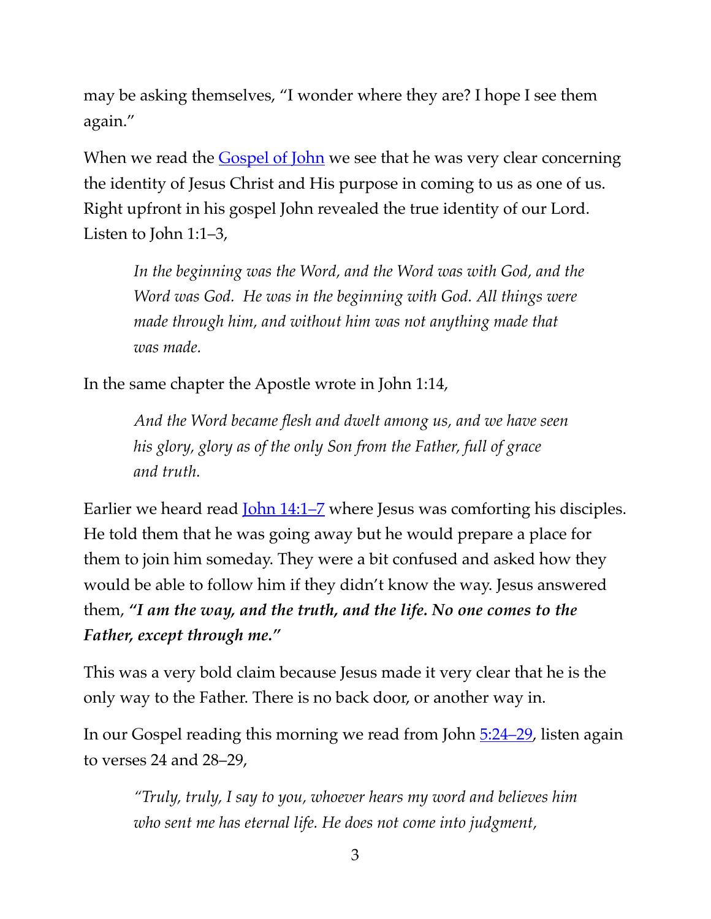may be asking themselves, "I wonder where they are? I hope I see them again."

When we read the [Gospel of John]() we see that he was very clear concerning the identity of Jesus Christ and His purpose in coming to us as one of us. Right upfront in his gospel John revealed the true identity of our Lord. Listen to John 1:1–3,

> *In the beginning was the Word, and the Word was with God, and the Word was God. He was in the beginning with God. All things were made through him, and without him was not anything made that was made.*

In the same chapter the Apostle wrote in John 1:14,

> *And the Word became flesh and dwelt among us, and we have seen his glory, glory as of the only Son from the Father, full of grace and truth.*

Earlier we heard read [John 14:1–7]() where Jesus was comforting his disciples. He told them that he was going away but he would prepare a place for them to join him someday. They were a bit confused and asked how they would be able to follow him if they didn't know the way. Jesus answered them, ***"I am the way, and the truth, and the life. No one comes to the Father, except through me."***

This was a very bold claim because Jesus made it very clear that he is the only way to the Father. There is no back door, or another way in.

In our Gospel reading this morning we read from John [5:24–29](), listen again to verses 24 and 28–29,

> *"Truly, truly, I say to you, whoever hears my word and believes him who sent me has eternal life. He does not come into judgment,*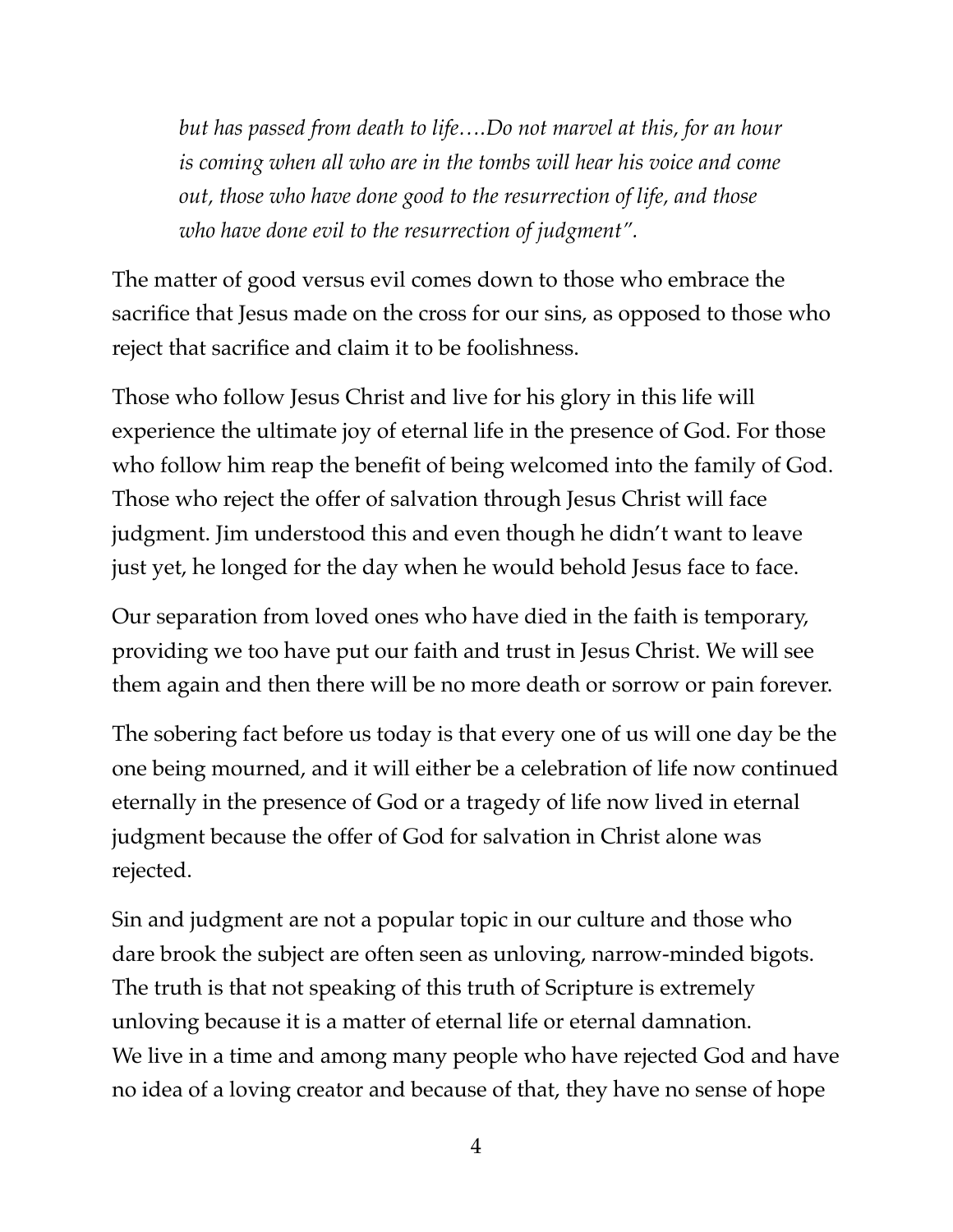*but has passed from death to life….Do not marvel at this, for an hour is coming when all who are in the tombs will hear his voice and come out, those who have done good to the resurrection of life, and those who have done evil to the resurrection of judgment".*

The matter of good versus evil comes down to those who embrace the sacrifice that Jesus made on the cross for our sins, as opposed to those who reject that sacrifice and claim it to be foolishness.

Those who follow Jesus Christ and live for his glory in this life will experience the ultimate joy of eternal life in the presence of God. For those who follow him reap the benefit of being welcomed into the family of God. Those who reject the offer of salvation through Jesus Christ will face judgment. Jim understood this and even though he didn't want to leave just yet, he longed for the day when he would behold Jesus face to face.

Our separation from loved ones who have died in the faith is temporary, providing we too have put our faith and trust in Jesus Christ. We will see them again and then there will be no more death or sorrow or pain forever.

The sobering fact before us today is that every one of us will one day be the one being mourned, and it will either be a celebration of life now continued eternally in the presence of God or a tragedy of life now lived in eternal judgment because the offer of God for salvation in Christ alone was rejected.

Sin and judgment are not a popular topic in our culture and those who dare brook the subject are often seen as unloving, narrow-minded bigots. The truth is that not speaking of this truth of Scripture is extremely unloving because it is a matter of eternal life or eternal damnation.
We live in a time and among many people who have rejected God and have no idea of a loving creator and because of that, they have no sense of hope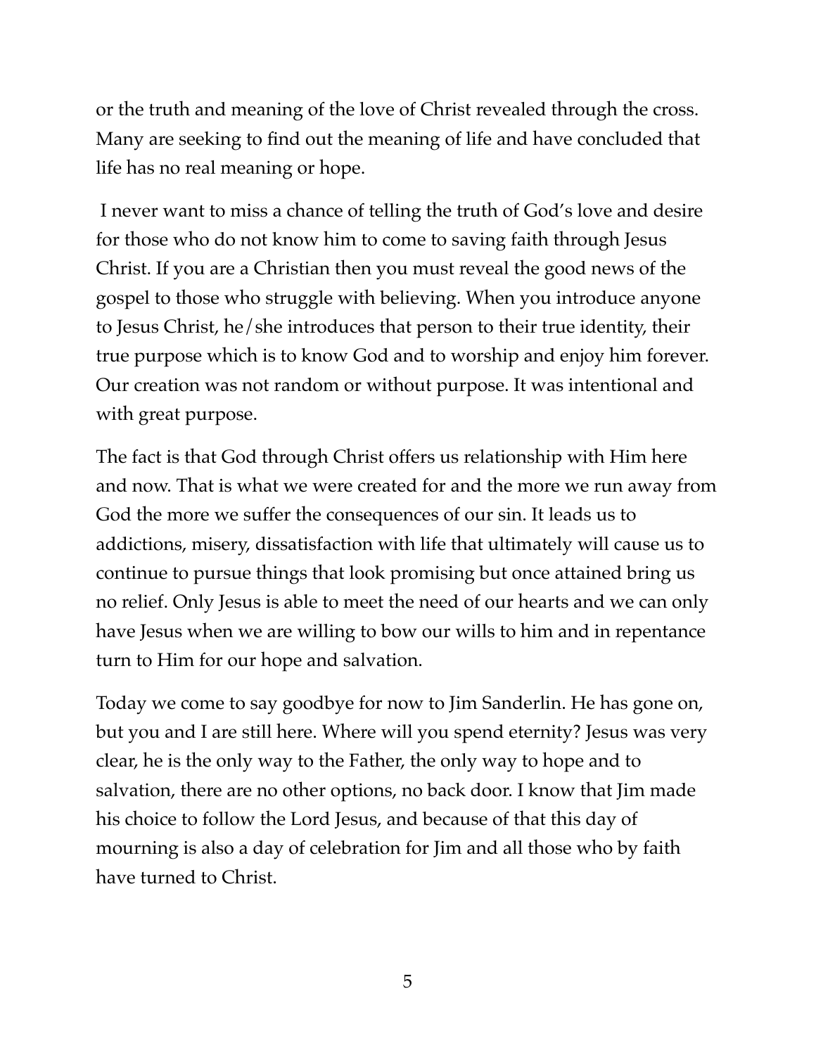or the truth and meaning of the love of Christ revealed through the cross. Many are seeking to find out the meaning of life and have concluded that life has no real meaning or hope.

I never want to miss a chance of telling the truth of God's love and desire for those who do not know him to come to saving faith through Jesus Christ. If you are a Christian then you must reveal the good news of the gospel to those who struggle with believing. When you introduce anyone to Jesus Christ, he/she introduces that person to their true identity, their true purpose which is to know God and to worship and enjoy him forever. Our creation was not random or without purpose. It was intentional and with great purpose.

The fact is that God through Christ offers us relationship with Him here and now. That is what we were created for and the more we run away from God the more we suffer the consequences of our sin. It leads us to addictions, misery, dissatisfaction with life that ultimately will cause us to continue to pursue things that look promising but once attained bring us no relief. Only Jesus is able to meet the need of our hearts and we can only have Jesus when we are willing to bow our wills to him and in repentance turn to Him for our hope and salvation.

Today we come to say goodbye for now to Jim Sanderlin. He has gone on, but you and I are still here. Where will you spend eternity? Jesus was very clear, he is the only way to the Father, the only way to hope and to salvation, there are no other options, no back door. I know that Jim made his choice to follow the Lord Jesus, and because of that this day of mourning is also a day of celebration for Jim and all those who by faith have turned to Christ.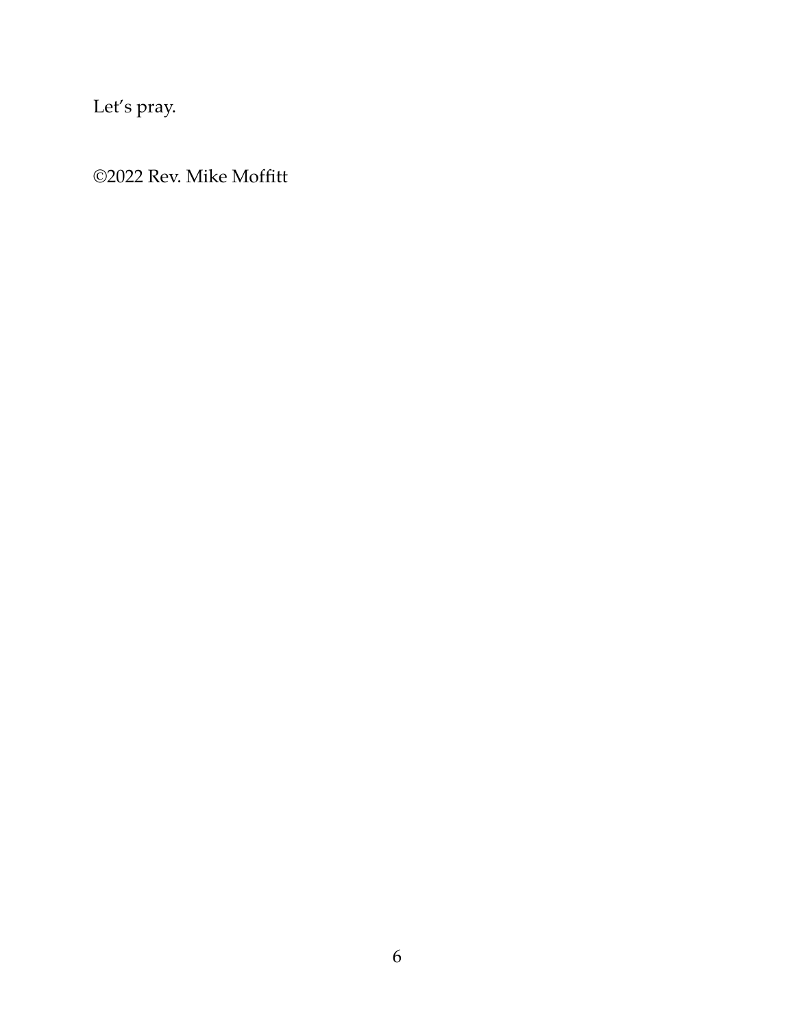Let's pray.

©2022 Rev. Mike Moffitt